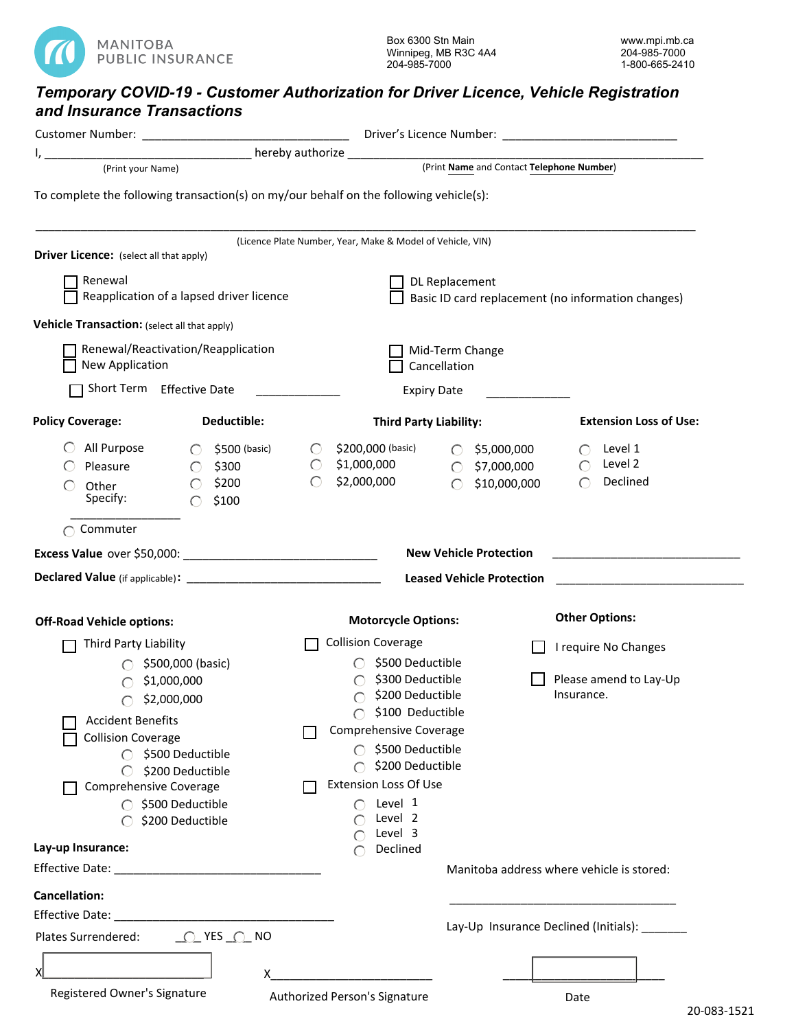MANITOBA PUBLIC INSURANCE

Box 6300 Stn Main
Winnipeg, MB R3C 4A4
204-985-7000

www.mpi.mb.ca
204-985-7000
1-800-665-2410

# *Temporary COVID-19 - Customer Authorization for Driver Licence, Vehicle Registration and Insurance Transactions*

Customer Number: ______________________________ Driver's Licence Number: ________________________

I, ______________________________ hereby authorize ______________________________________________

(Print your Name) (Print **Name** and Contact **Telephone Number**)

To complete the following transaction(s) on my/our behalf on the following vehicle(s):

______________________________________________________________________________________

(Licence Plate Number, Year, Make & Model of Vehicle, VIN)

**Driver Licence:** (select all that apply)

- ☐ Renewal
- ☐ Reapplication of a lapsed driver licence
- ☐ DL Replacement
- ☐ Basic ID card replacement (no information changes)

**Vehicle Transaction:** (select all that apply)

- ☐ Renewal/Reactivation/Reapplication
- ☐ New Application
- ☐ Mid-Term Change
- ☐ Cancellation
- ☐ Short Term Effective Date ____________ Expiry Date ____________

| **Policy Coverage:** | **Deductible:** | **Third Party Liability:** | | **Extension Loss of Use:** |
|---|---|---|---|---|
| ○ All Purpose | ○ $500 (basic) | ○ $200,000 (basic) | ○ $5,000,000 | ○ Level 1 |
| ○ Pleasure | ○ $300 | ○ $1,000,000 | ○ $7,000,000 | ○ Level 2 |
| ○ Other Specify: ______________ | ○ $200 | ○ $2,000,000 | ○ $10,000,000 | ○ Declined |
| ○ Commuter | ○ $100 | | | |

**Excess Value** over $50,000: ______________________________ **New Vehicle Protection** ______________________________

**Declared Value** (if applicable)**:** ______________________________ **Leased Vehicle Protection** ______________________________

**Off-Road Vehicle options:**

- ☐ Third Party Liability
  - ○ $500,000 (basic)
  - ○ $1,000,000
  - ○ $2,000,000
- ☐ Accident Benefits
- ☐ Collision Coverage
  - ○ $500 Deductible
  - ○ $200 Deductible
- ☐ Comprehensive Coverage
  - ○ $500 Deductible
  - ○ $200 Deductible

**Motorcycle Options:**

- ☐ Collision Coverage
  - ○ $500 Deductible
  - ○ $300 Deductible
  - ○ $200 Deductible
  - ○ $100 Deductible
- ☐ Comprehensive Coverage
  - ○ $500 Deductible
  - ○ $200 Deductible
- ☐ Extension Loss Of Use
  - ○ Level 1
  - ○ Level 2
  - ○ Level 3
  - ○ Declined

**Other Options:**

- ☐ I require No Changes
- ☐ Please amend to Lay-Up Insurance.

**Lay-up Insurance:**

Effective Date: ______________________________

Manitoba address where vehicle is stored:

______________________________

**Cancellation:**

Effective Date: ______________________________

Plates Surrendered: ○ YES ○ NO

Lay-Up Insurance Declined (Initials): _______

X______________________ X______________________ ______________________

Registered Owner's Signature    Authorized Person's Signature    Date

20-083-1521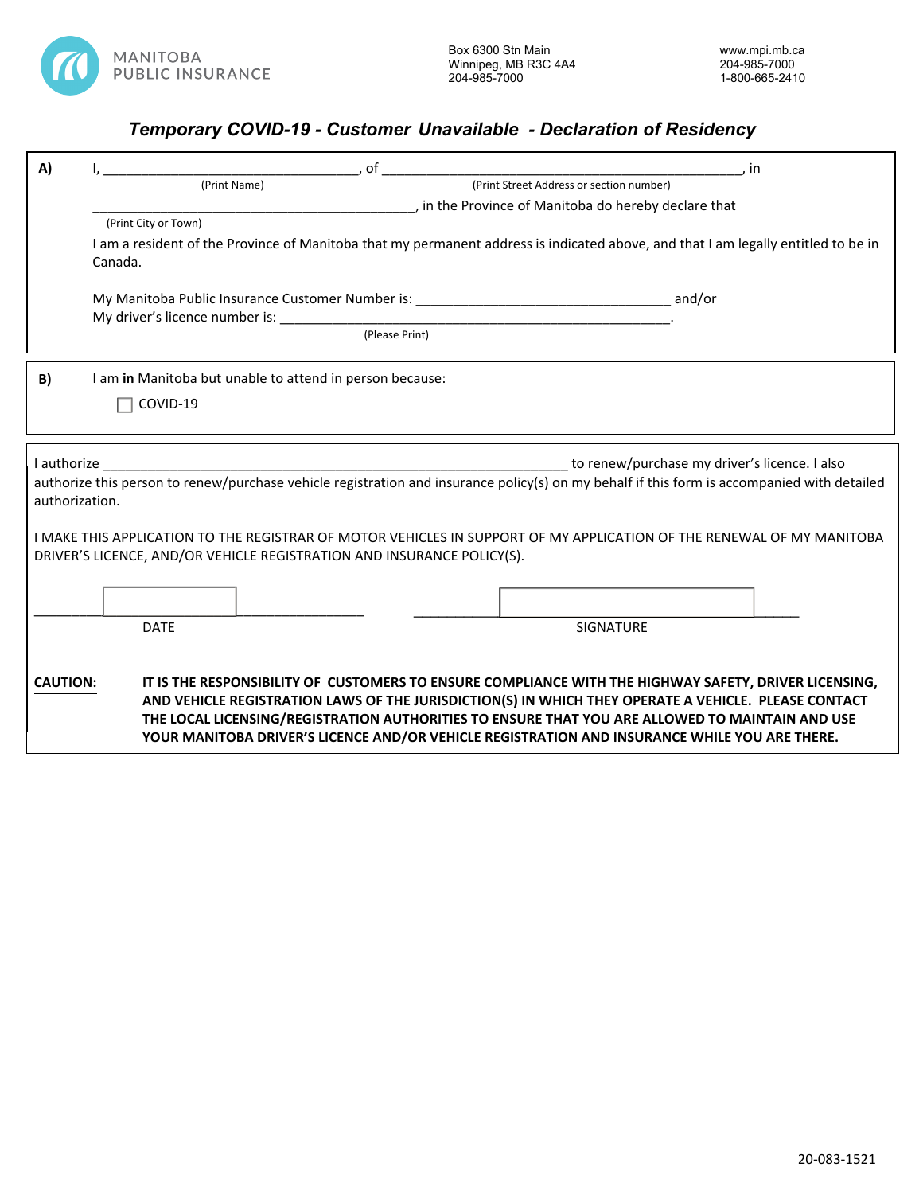MANITOBA PUBLIC INSURANCE

Box 6300 Stn Main
Winnipeg, MB R3C 4A4
204-985-7000

www.mpi.mb.ca
204-985-7000
1-800-665-2410

# *Temporary COVID-19 - Customer Unavailable - Declaration of Residency*

**A)** I, ________________________________ (Print Name), of ________________________________________________ (Print Street Address or section number), in ___________________________________________ (Print City or Town), in the Province of Manitoba do hereby declare that

I am a resident of the Province of Manitoba that my permanent address is indicated above, and that I am legally entitled to be in Canada.

My Manitoba Public Insurance Customer Number is: ________________________________ and/or
My driver's licence number is: ____________________________________________________ (Please Print).

**B)** I am **in** Manitoba but unable to attend in person because:

☐ COVID-19

I authorize ______________________________________________________________ to renew/purchase my driver's licence. I also authorize this person to renew/purchase vehicle registration and insurance policy(s) on my behalf if this form is accompanied with detailed authorization.

I MAKE THIS APPLICATION TO THE REGISTRAR OF MOTOR VEHICLES IN SUPPORT OF MY APPLICATION OF THE RENEWAL OF MY MANITOBA DRIVER'S LICENCE, AND/OR VEHICLE REGISTRATION AND INSURANCE POLICY(S).

______________________________ DATE

______________________________ SIGNATURE

**CAUTION:** **IT IS THE RESPONSIBILITY OF CUSTOMERS TO ENSURE COMPLIANCE WITH THE HIGHWAY SAFETY, DRIVER LICENSING, AND VEHICLE REGISTRATION LAWS OF THE JURISDICTION(S) IN WHICH THEY OPERATE A VEHICLE. PLEASE CONTACT THE LOCAL LICENSING/REGISTRATION AUTHORITIES TO ENSURE THAT YOU ARE ALLOWED TO MAINTAIN AND USE YOUR MANITOBA DRIVER'S LICENCE AND/OR VEHICLE REGISTRATION AND INSURANCE WHILE YOU ARE THERE.**

20-083-1521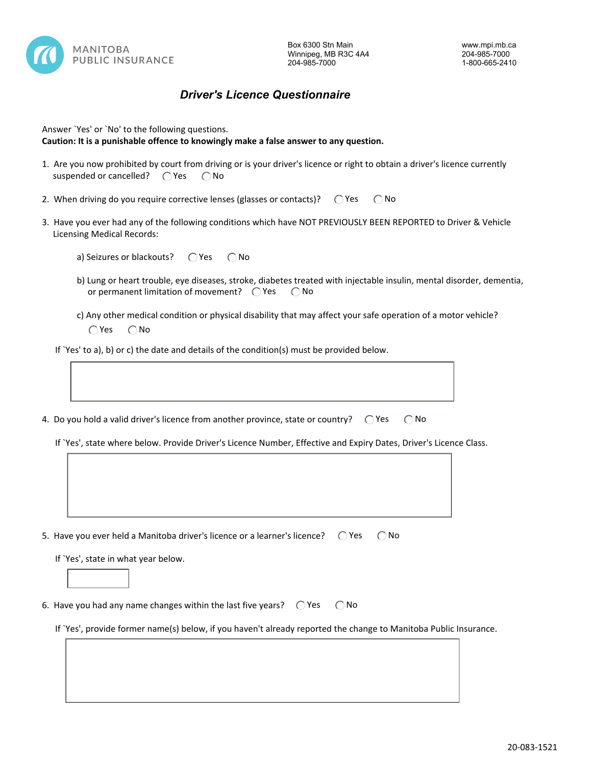MANITOBA PUBLIC INSURANCE

Box 6300 Stn Main
Winnipeg, MB R3C 4A4
204-985-7000

www.mpi.mb.ca
204-985-7000
1-800-665-2410

# *Driver's Licence Questionnaire*

Answer `Yes' or `No' to the following questions.
**Caution: It is a punishable offence to knowingly make a false answer to any question.**

1. Are you now prohibited by court from driving or is your driver's licence or right to obtain a driver's licence currently suspended or cancelled? ◯ Yes ◯ No

2. When driving do you require corrective lenses (glasses or contacts)? ◯ Yes ◯ No

3. Have you ever had any of the following conditions which have NOT PREVIOUSLY BEEN REPORTED to Driver & Vehicle Licensing Medical Records:

   a) Seizures or blackouts? ◯ Yes ◯ No

   b) Lung or heart trouble, eye diseases, stroke, diabetes treated with injectable insulin, mental disorder, dementia, or permanent limitation of movement? ◯ Yes ◯ No

   c) Any other medical condition or physical disability that may affect your safe operation of a motor vehicle? ◯ Yes ◯ No

   If `Yes' to a), b) or c) the date and details of the condition(s) must be provided below.

4. Do you hold a valid driver's licence from another province, state or country? ◯ Yes ◯ No

   If `Yes', state where below. Provide Driver's Licence Number, Effective and Expiry Dates, Driver's Licence Class.

5. Have you ever held a Manitoba driver's licence or a learner's licence? ◯ Yes ◯ No

   If `Yes', state in what year below.

6. Have you had any name changes within the last five years? ◯ Yes ◯ No

   If `Yes', provide former name(s) below, if you haven't already reported the change to Manitoba Public Insurance.

20-083-1521